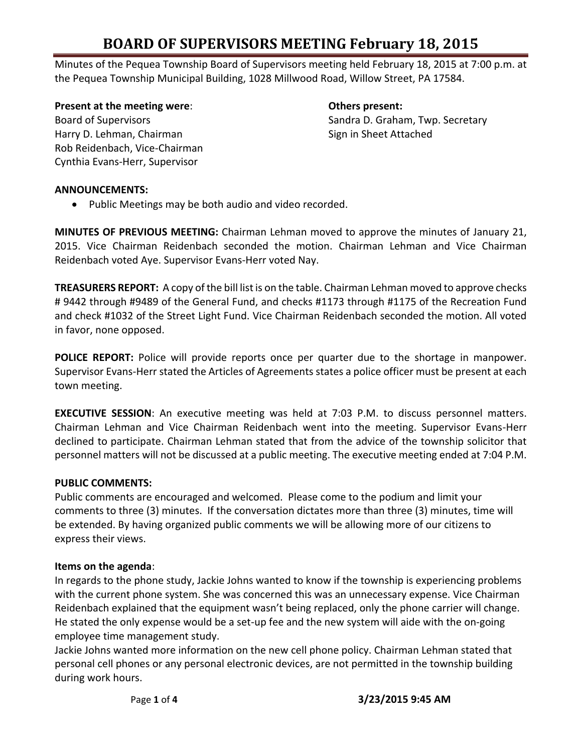# BOARD OF SUPERVISORS MEETING February 18, 2015

Minutes of the Pequea Township Board of Supervisors meeting held February 18, 2015 at 7:00 p.m. at the Pequea Township Municipal Building, 1028 Millwood Road, Willow Street, PA 17584.

**Present at the meeting were**:
Board of Supervisors
Harry D. Lehman, Chairman
Rob Reidenbach, Vice-Chairman
Cynthia Evans-Herr, Supervisor

**Others present:**
Sandra D. Graham, Twp. Secretary
Sign in Sheet Attached

**ANNOUNCEMENTS:**

- Public Meetings may be both audio and video recorded.

**MINUTES OF PREVIOUS MEETING:** Chairman Lehman moved to approve the minutes of January 21, 2015. Vice Chairman Reidenbach seconded the motion. Chairman Lehman and Vice Chairman Reidenbach voted Aye. Supervisor Evans-Herr voted Nay.

**TREASURERS REPORT:** A copy of the bill list is on the table. Chairman Lehman moved to approve checks # 9442 through #9489 of the General Fund, and checks #1173 through #1175 of the Recreation Fund and check #1032 of the Street Light Fund. Vice Chairman Reidenbach seconded the motion. All voted in favor, none opposed.

**POLICE REPORT:** Police will provide reports once per quarter due to the shortage in manpower. Supervisor Evans-Herr stated the Articles of Agreements states a police officer must be present at each town meeting.

**EXECUTIVE SESSION**: An executive meeting was held at 7:03 P.M. to discuss personnel matters. Chairman Lehman and Vice Chairman Reidenbach went into the meeting. Supervisor Evans-Herr declined to participate. Chairman Lehman stated that from the advice of the township solicitor that personnel matters will not be discussed at a public meeting. The executive meeting ended at 7:04 P.M.

**PUBLIC COMMENTS:**

Public comments are encouraged and welcomed. Please come to the podium and limit your comments to three (3) minutes. If the conversation dictates more than three (3) minutes, time will be extended. By having organized public comments we will be allowing more of our citizens to express their views.

**Items on the agenda**:

In regards to the phone study, Jackie Johns wanted to know if the township is experiencing problems with the current phone system. She was concerned this was an unnecessary expense. Vice Chairman Reidenbach explained that the equipment wasn't being replaced, only the phone carrier will change. He stated the only expense would be a set-up fee and the new system will aide with the on-going employee time management study.

Jackie Johns wanted more information on the new cell phone policy. Chairman Lehman stated that personal cell phones or any personal electronic devices, are not permitted in the township building during work hours.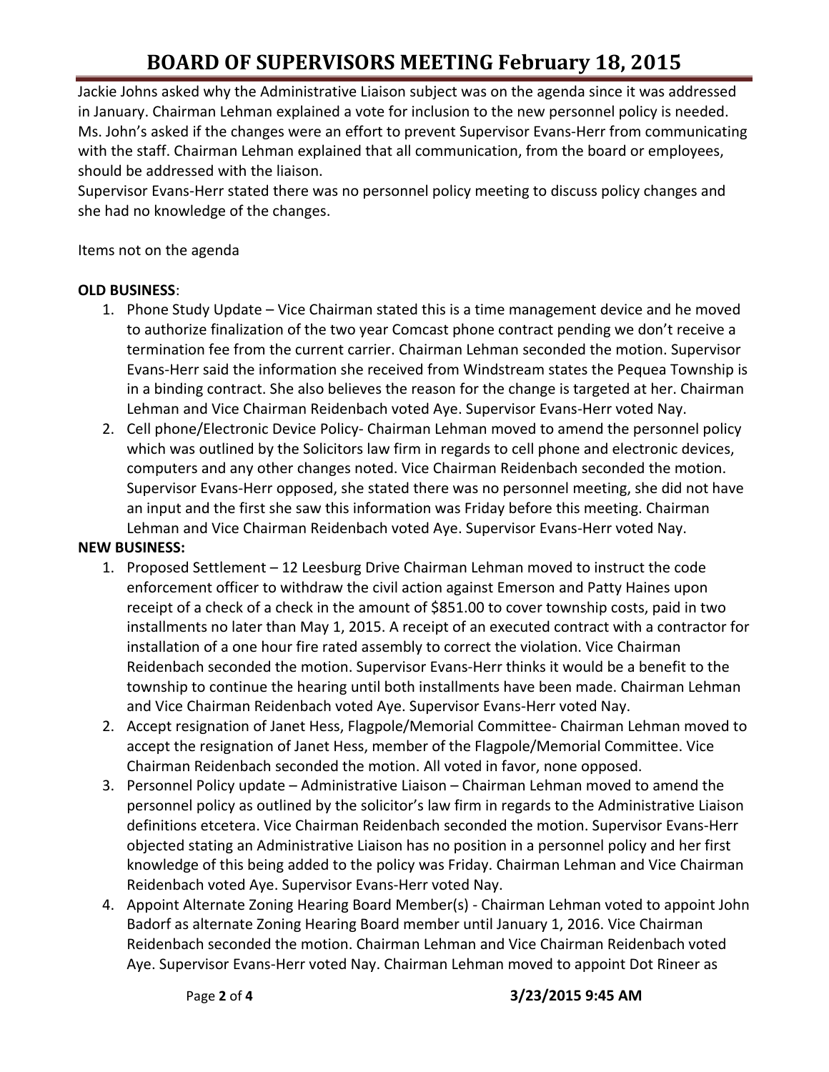Jackie Johns asked why the Administrative Liaison subject was on the agenda since it was addressed in January. Chairman Lehman explained a vote for inclusion to the new personnel policy is needed. Ms. John's asked if the changes were an effort to prevent Supervisor Evans-Herr from communicating with the staff. Chairman Lehman explained that all communication, from the board or employees, should be addressed with the liaison.
Supervisor Evans-Herr stated there was no personnel policy meeting to discuss policy changes and she had no knowledge of the changes.

Items not on the agenda

**OLD BUSINESS**:

1. Phone Study Update – Vice Chairman stated this is a time management device and he moved to authorize finalization of the two year Comcast phone contract pending we don't receive a termination fee from the current carrier. Chairman Lehman seconded the motion. Supervisor Evans-Herr said the information she received from Windstream states the Pequea Township is in a binding contract. She also believes the reason for the change is targeted at her. Chairman Lehman and Vice Chairman Reidenbach voted Aye. Supervisor Evans-Herr voted Nay.
2. Cell phone/Electronic Device Policy- Chairman Lehman moved to amend the personnel policy which was outlined by the Solicitors law firm in regards to cell phone and electronic devices, computers and any other changes noted. Vice Chairman Reidenbach seconded the motion. Supervisor Evans-Herr opposed, she stated there was no personnel meeting, she did not have an input and the first she saw this information was Friday before this meeting. Chairman Lehman and Vice Chairman Reidenbach voted Aye. Supervisor Evans-Herr voted Nay.

**NEW BUSINESS:**

1. Proposed Settlement – 12 Leesburg Drive Chairman Lehman moved to instruct the code enforcement officer to withdraw the civil action against Emerson and Patty Haines upon receipt of a check of a check in the amount of $851.00 to cover township costs, paid in two installments no later than May 1, 2015. A receipt of an executed contract with a contractor for installation of a one hour fire rated assembly to correct the violation. Vice Chairman Reidenbach seconded the motion. Supervisor Evans-Herr thinks it would be a benefit to the township to continue the hearing until both installments have been made. Chairman Lehman and Vice Chairman Reidenbach voted Aye. Supervisor Evans-Herr voted Nay.
2. Accept resignation of Janet Hess, Flagpole/Memorial Committee- Chairman Lehman moved to accept the resignation of Janet Hess, member of the Flagpole/Memorial Committee. Vice Chairman Reidenbach seconded the motion. All voted in favor, none opposed.
3. Personnel Policy update – Administrative Liaison – Chairman Lehman moved to amend the personnel policy as outlined by the solicitor's law firm in regards to the Administrative Liaison definitions etcetera. Vice Chairman Reidenbach seconded the motion. Supervisor Evans-Herr objected stating an Administrative Liaison has no position in a personnel policy and her first knowledge of this being added to the policy was Friday. Chairman Lehman and Vice Chairman Reidenbach voted Aye. Supervisor Evans-Herr voted Nay.
4. Appoint Alternate Zoning Hearing Board Member(s) - Chairman Lehman voted to appoint John Badorf as alternate Zoning Hearing Board member until January 1, 2016. Vice Chairman Reidenbach seconded the motion. Chairman Lehman and Vice Chairman Reidenbach voted Aye. Supervisor Evans-Herr voted Nay. Chairman Lehman moved to appoint Dot Rineer as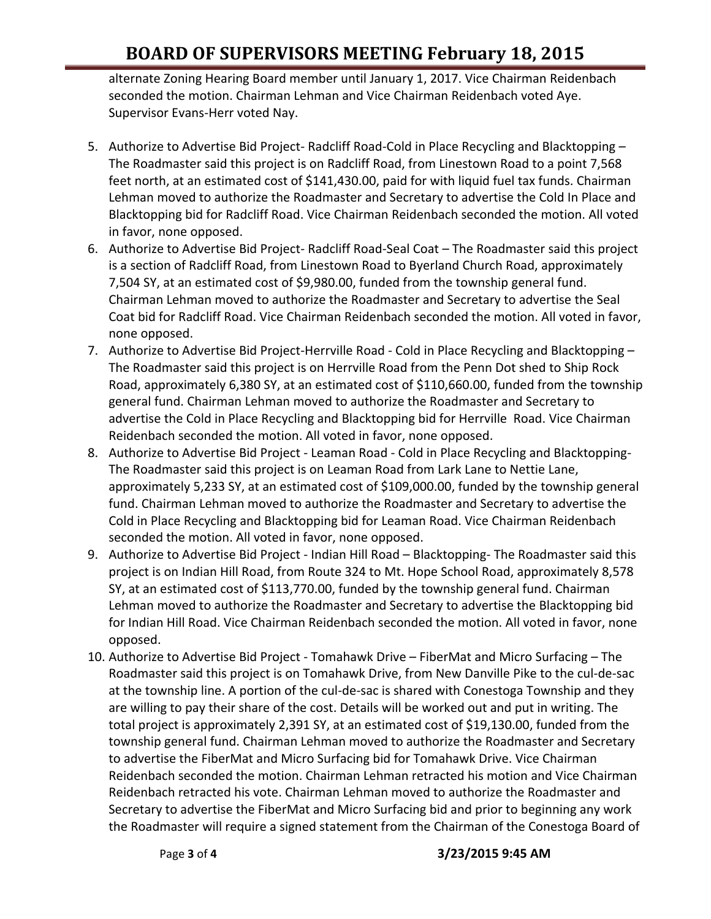alternate Zoning Hearing Board member until January 1, 2017. Vice Chairman Reidenbach seconded the motion. Chairman Lehman and Vice Chairman Reidenbach voted Aye. Supervisor Evans-Herr voted Nay.

5. Authorize to Advertise Bid Project- Radcliff Road-Cold in Place Recycling and Blacktopping – The Roadmaster said this project is on Radcliff Road, from Linestown Road to a point 7,568 feet north, at an estimated cost of $141,430.00, paid for with liquid fuel tax funds. Chairman Lehman moved to authorize the Roadmaster and Secretary to advertise the Cold In Place and Blacktopping bid for Radcliff Road. Vice Chairman Reidenbach seconded the motion. All voted in favor, none opposed.
6. Authorize to Advertise Bid Project- Radcliff Road-Seal Coat – The Roadmaster said this project is a section of Radcliff Road, from Linestown Road to Byerland Church Road, approximately 7,504 SY, at an estimated cost of $9,980.00, funded from the township general fund. Chairman Lehman moved to authorize the Roadmaster and Secretary to advertise the Seal Coat bid for Radcliff Road. Vice Chairman Reidenbach seconded the motion. All voted in favor, none opposed.
7. Authorize to Advertise Bid Project-Herrville Road - Cold in Place Recycling and Blacktopping – The Roadmaster said this project is on Herrville Road from the Penn Dot shed to Ship Rock Road, approximately 6,380 SY, at an estimated cost of $110,660.00, funded from the township general fund. Chairman Lehman moved to authorize the Roadmaster and Secretary to advertise the Cold in Place Recycling and Blacktopping bid for Herrville Road. Vice Chairman Reidenbach seconded the motion. All voted in favor, none opposed.
8. Authorize to Advertise Bid Project - Leaman Road - Cold in Place Recycling and Blacktopping- The Roadmaster said this project is on Leaman Road from Lark Lane to Nettie Lane, approximately 5,233 SY, at an estimated cost of $109,000.00, funded by the township general fund. Chairman Lehman moved to authorize the Roadmaster and Secretary to advertise the Cold in Place Recycling and Blacktopping bid for Leaman Road. Vice Chairman Reidenbach seconded the motion. All voted in favor, none opposed.
9. Authorize to Advertise Bid Project - Indian Hill Road – Blacktopping- The Roadmaster said this project is on Indian Hill Road, from Route 324 to Mt. Hope School Road, approximately 8,578 SY, at an estimated cost of $113,770.00, funded by the township general fund. Chairman Lehman moved to authorize the Roadmaster and Secretary to advertise the Blacktopping bid for Indian Hill Road. Vice Chairman Reidenbach seconded the motion. All voted in favor, none opposed.
10. Authorize to Advertise Bid Project - Tomahawk Drive – FiberMat and Micro Surfacing – The Roadmaster said this project is on Tomahawk Drive, from New Danville Pike to the cul-de-sac at the township line. A portion of the cul-de-sac is shared with Conestoga Township and they are willing to pay their share of the cost. Details will be worked out and put in writing. The total project is approximately 2,391 SY, at an estimated cost of $19,130.00, funded from the township general fund. Chairman Lehman moved to authorize the Roadmaster and Secretary to advertise the FiberMat and Micro Surfacing bid for Tomahawk Drive. Vice Chairman Reidenbach seconded the motion. Chairman Lehman retracted his motion and Vice Chairman Reidenbach retracted his vote. Chairman Lehman moved to authorize the Roadmaster and Secretary to advertise the FiberMat and Micro Surfacing bid and prior to beginning any work the Roadmaster will require a signed statement from the Chairman of the Conestoga Board of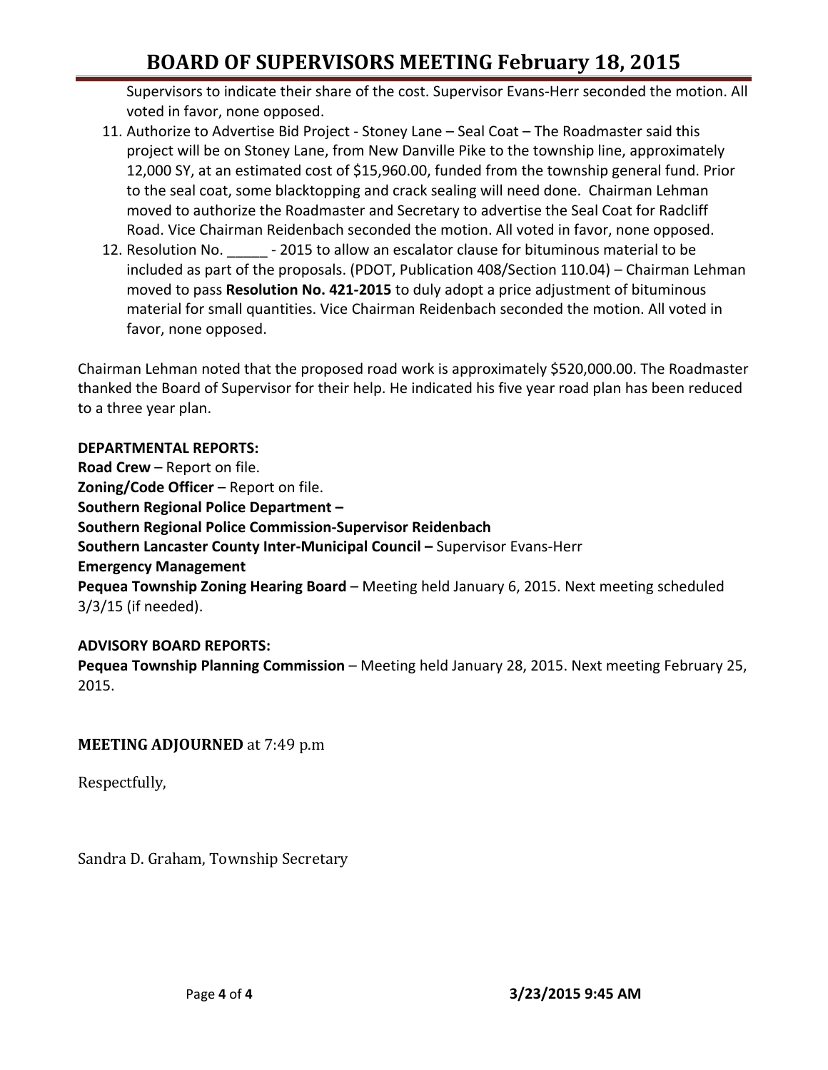Supervisors to indicate their share of the cost. Supervisor Evans-Herr seconded the motion. All voted in favor, none opposed.

11. Authorize to Advertise Bid Project - Stoney Lane – Seal Coat – The Roadmaster said this project will be on Stoney Lane, from New Danville Pike to the township line, approximately 12,000 SY, at an estimated cost of $15,960.00, funded from the township general fund. Prior to the seal coat, some blacktopping and crack sealing will need done. Chairman Lehman moved to authorize the Roadmaster and Secretary to advertise the Seal Coat for Radcliff Road. Vice Chairman Reidenbach seconded the motion. All voted in favor, none opposed.
12. Resolution No. _____ - 2015 to allow an escalator clause for bituminous material to be included as part of the proposals. (PDOT, Publication 408/Section 110.04) – Chairman Lehman moved to pass **Resolution No. 421-2015** to duly adopt a price adjustment of bituminous material for small quantities. Vice Chairman Reidenbach seconded the motion. All voted in favor, none opposed.

Chairman Lehman noted that the proposed road work is approximately $520,000.00. The Roadmaster thanked the Board of Supervisor for their help. He indicated his five year road plan has been reduced to a three year plan.

**DEPARTMENTAL REPORTS:**

**Road Crew** – Report on file.
**Zoning/Code Officer** – Report on file.
**Southern Regional Police Department –**
**Southern Regional Police Commission-Supervisor Reidenbach**
**Southern Lancaster County Inter-Municipal Council –** Supervisor Evans-Herr
**Emergency Management**
**Pequea Township Zoning Hearing Board** – Meeting held January 6, 2015. Next meeting scheduled 3/3/15 (if needed).

**ADVISORY BOARD REPORTS:**

**Pequea Township Planning Commission** – Meeting held January 28, 2015. Next meeting February 25, 2015.

**MEETING ADJOURNED** at 7:49 p.m

Respectfully,

Sandra D. Graham, Township Secretary